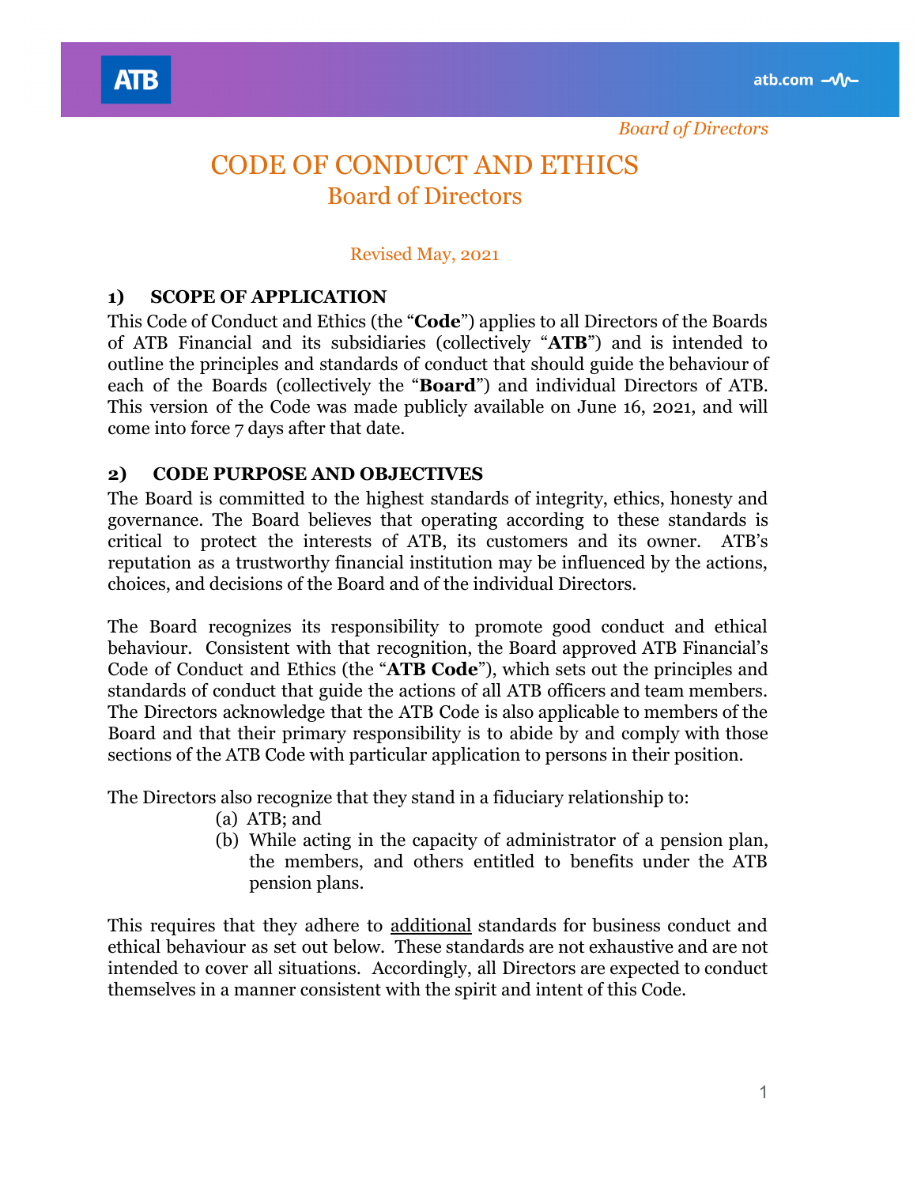# CODE OF CONDUCT AND ETHICS
## Board of Directors

Revised May, 2021

### 1) SCOPE OF APPLICATION

This Code of Conduct and Ethics (the "**Code**") applies to all Directors of the Boards of ATB Financial and its subsidiaries (collectively "**ATB**") and is intended to outline the principles and standards of conduct that should guide the behaviour of each of the Boards (collectively the "**Board**") and individual Directors of ATB. This version of the Code was made publicly available on June 16, 2021, and will come into force 7 days after that date.

### 2) CODE PURPOSE AND OBJECTIVES

The Board is committed to the highest standards of integrity, ethics, honesty and governance. The Board believes that operating according to these standards is critical to protect the interests of ATB, its customers and its owner. ATB's reputation as a trustworthy financial institution may be influenced by the actions, choices, and decisions of the Board and of the individual Directors.

The Board recognizes its responsibility to promote good conduct and ethical behaviour. Consistent with that recognition, the Board approved ATB Financial's Code of Conduct and Ethics (the "**ATB Code**"), which sets out the principles and standards of conduct that guide the actions of all ATB officers and team members. The Directors acknowledge that the ATB Code is also applicable to members of the Board and that their primary responsibility is to abide by and comply with those sections of the ATB Code with particular application to persons in their position.

The Directors also recognize that they stand in a fiduciary relationship to:

(a) ATB; and
(b) While acting in the capacity of administrator of a pension plan, the members, and others entitled to benefits under the ATB pension plans.

This requires that they adhere to <u>additional</u> standards for business conduct and ethical behaviour as set out below. These standards are not exhaustive and are not intended to cover all situations. Accordingly, all Directors are expected to conduct themselves in a manner consistent with the spirit and intent of this Code.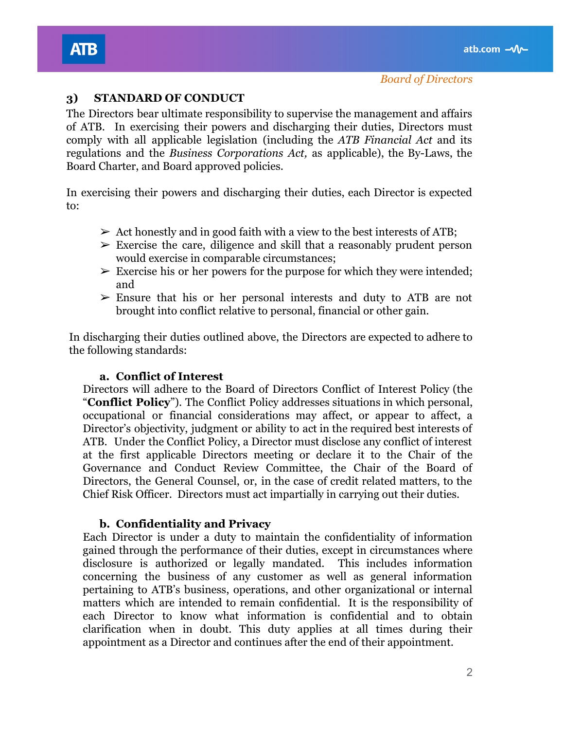## 3) STANDARD OF CONDUCT

The Directors bear ultimate responsibility to supervise the management and affairs of ATB. In exercising their powers and discharging their duties, Directors must comply with all applicable legislation (including the *ATB Financial Act* and its regulations and the *Business Corporations Act,* as applicable), the By-Laws, the Board Charter, and Board approved policies.

In exercising their powers and discharging their duties, each Director is expected to:

- Act honestly and in good faith with a view to the best interests of ATB;
- Exercise the care, diligence and skill that a reasonably prudent person would exercise in comparable circumstances;
- Exercise his or her powers for the purpose for which they were intended; and
- Ensure that his or her personal interests and duty to ATB are not brought into conflict relative to personal, financial or other gain.

In discharging their duties outlined above, the Directors are expected to adhere to the following standards:

### a. Conflict of Interest

Directors will adhere to the Board of Directors Conflict of Interest Policy (the "**Conflict Policy**"). The Conflict Policy addresses situations in which personal, occupational or financial considerations may affect, or appear to affect, a Director's objectivity, judgment or ability to act in the required best interests of ATB. Under the Conflict Policy, a Director must disclose any conflict of interest at the first applicable Directors meeting or declare it to the Chair of the Governance and Conduct Review Committee, the Chair of the Board of Directors, the General Counsel, or, in the case of credit related matters, to the Chief Risk Officer. Directors must act impartially in carrying out their duties.

### b. Confidentiality and Privacy

Each Director is under a duty to maintain the confidentiality of information gained through the performance of their duties, except in circumstances where disclosure is authorized or legally mandated. This includes information concerning the business of any customer as well as general information pertaining to ATB's business, operations, and other organizational or internal matters which are intended to remain confidential. It is the responsibility of each Director to know what information is confidential and to obtain clarification when in doubt. This duty applies at all times during their appointment as a Director and continues after the end of their appointment.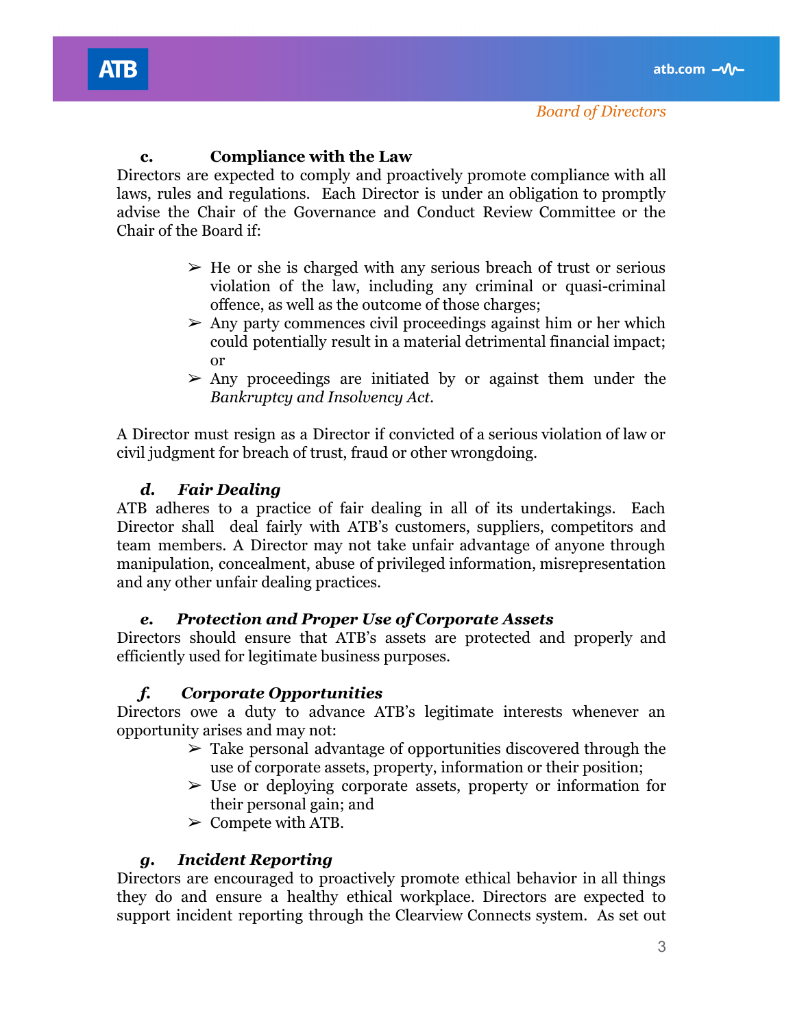### c. Compliance with the Law

Directors are expected to comply and proactively promote compliance with all laws, rules and regulations. Each Director is under an obligation to promptly advise the Chair of the Governance and Conduct Review Committee or the Chair of the Board if:

- He or she is charged with any serious breach of trust or serious violation of the law, including any criminal or quasi-criminal offence, as well as the outcome of those charges;
- Any party commences civil proceedings against him or her which could potentially result in a material detrimental financial impact; or
- Any proceedings are initiated by or against them under the *Bankruptcy and Insolvency Act*.

A Director must resign as a Director if convicted of a serious violation of law or civil judgment for breach of trust, fraud or other wrongdoing.

### *d. Fair Dealing*

ATB adheres to a practice of fair dealing in all of its undertakings. Each Director shall deal fairly with ATB's customers, suppliers, competitors and team members. A Director may not take unfair advantage of anyone through manipulation, concealment, abuse of privileged information, misrepresentation and any other unfair dealing practices.

### *e. Protection and Proper Use of Corporate Assets*

Directors should ensure that ATB's assets are protected and properly and efficiently used for legitimate business purposes.

### *f. Corporate Opportunities*

Directors owe a duty to advance ATB's legitimate interests whenever an opportunity arises and may not:

- Take personal advantage of opportunities discovered through the use of corporate assets, property, information or their position;
- Use or deploying corporate assets, property or information for their personal gain; and
- Compete with ATB.

### *g. Incident Reporting*

Directors are encouraged to proactively promote ethical behavior in all things they do and ensure a healthy ethical workplace. Directors are expected to support incident reporting through the Clearview Connects system. As set out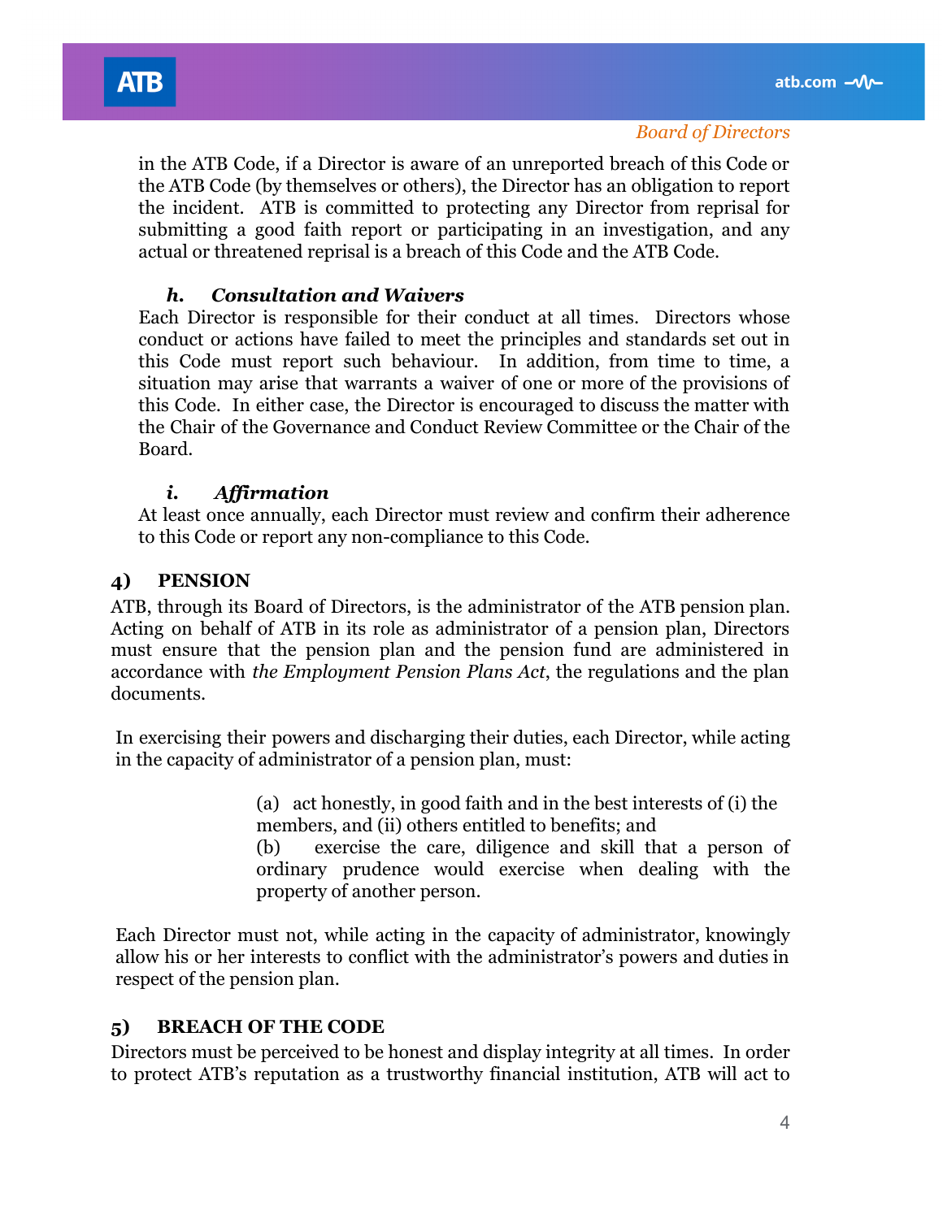in the ATB Code, if a Director is aware of an unreported breach of this Code or the ATB Code (by themselves or others), the Director has an obligation to report the incident. ATB is committed to protecting any Director from reprisal for submitting a good faith report or participating in an investigation, and any actual or threatened reprisal is a breach of this Code and the ATB Code.

### *h. Consultation and Waivers*

Each Director is responsible for their conduct at all times. Directors whose conduct or actions have failed to meet the principles and standards set out in this Code must report such behaviour. In addition, from time to time, a situation may arise that warrants a waiver of one or more of the provisions of this Code. In either case, the Director is encouraged to discuss the matter with the Chair of the Governance and Conduct Review Committee or the Chair of the Board.

### *i. Affirmation*

At least once annually, each Director must review and confirm their adherence to this Code or report any non-compliance to this Code.

## 4) PENSION

ATB, through its Board of Directors, is the administrator of the ATB pension plan. Acting on behalf of ATB in its role as administrator of a pension plan, Directors must ensure that the pension plan and the pension fund are administered in accordance with *the Employment Pension Plans Act*, the regulations and the plan documents.

In exercising their powers and discharging their duties, each Director, while acting in the capacity of administrator of a pension plan, must:

> (a) act honestly, in good faith and in the best interests of (i) the members, and (ii) others entitled to benefits; and
>
> (b) exercise the care, diligence and skill that a person of ordinary prudence would exercise when dealing with the property of another person.

Each Director must not, while acting in the capacity of administrator, knowingly allow his or her interests to conflict with the administrator's powers and duties in respect of the pension plan.

## 5) BREACH OF THE CODE

Directors must be perceived to be honest and display integrity at all times. In order to protect ATB's reputation as a trustworthy financial institution, ATB will act to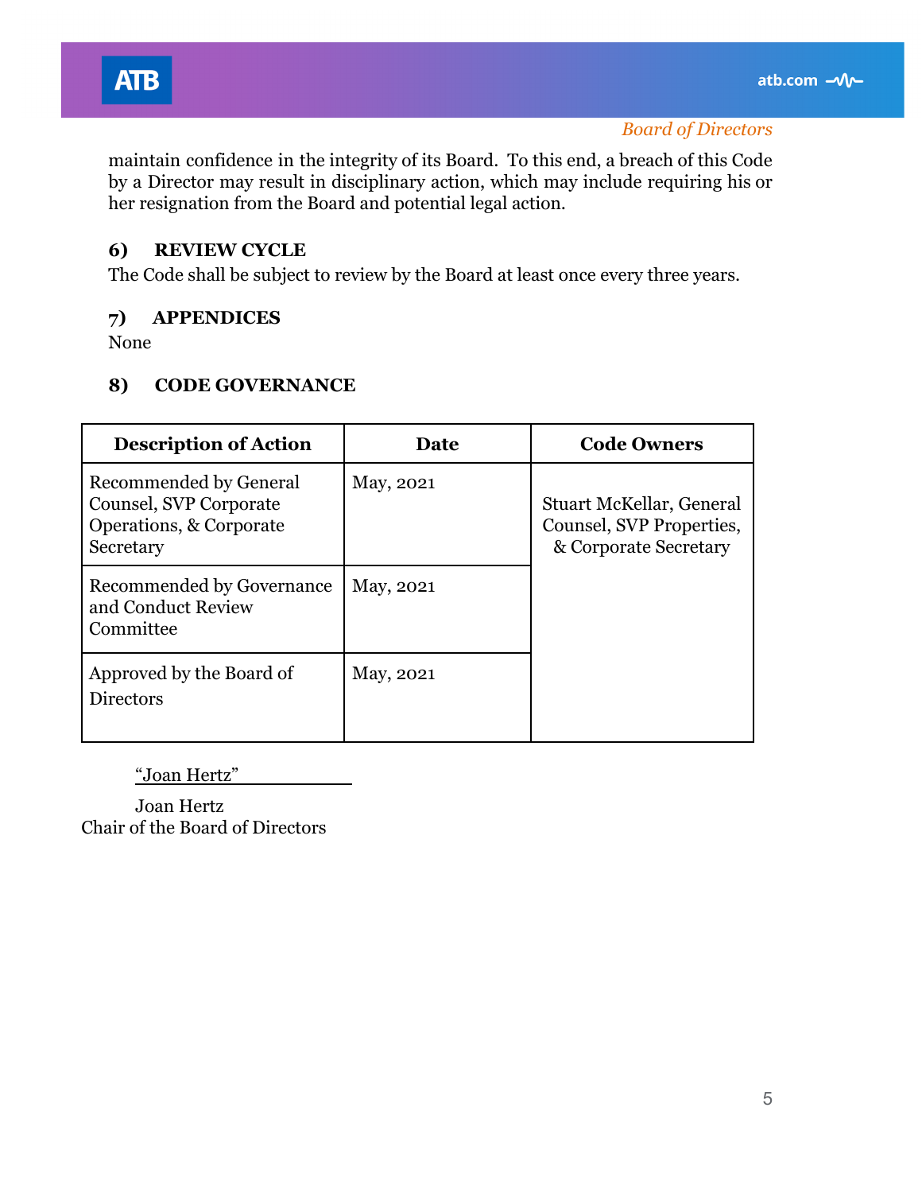maintain confidence in the integrity of its Board. To this end, a breach of this Code by a Director may result in disciplinary action, which may include requiring his or her resignation from the Board and potential legal action.

## 6) REVIEW CYCLE

The Code shall be subject to review by the Board at least once every three years.

## 7) APPENDICES

None

## 8) CODE GOVERNANCE

| Description of Action | Date | Code Owners |
|---|---|---|
| Recommended by General Counsel, SVP Corporate Operations, & Corporate Secretary | May, 2021 | Stuart McKellar, General Counsel, SVP Properties, & Corporate Secretary |
| Recommended by Governance and Conduct Review Committee | May, 2021 | |
| Approved by the Board of Directors | May, 2021 | |

"Joan Hertz"

Joan Hertz
Chair of the Board of Directors